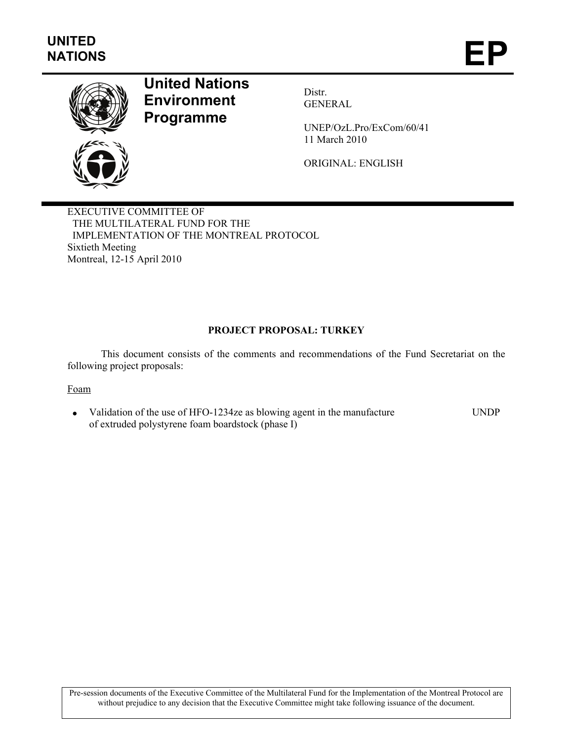**UNITED NATIONS** **EP**

# United Nations Environment Programme

Distr.
GENERAL

UNEP/OzL.Pro/ExCom/60/41
11 March 2010

ORIGINAL: ENGLISH

EXECUTIVE COMMITTEE OF
THE MULTILATERAL FUND FOR THE
IMPLEMENTATION OF THE MONTREAL PROTOCOL
Sixtieth Meeting
Montreal, 12-15 April 2010

## PROJECT PROPOSAL: TURKEY

This document consists of the comments and recommendations of the Fund Secretariat on the following project proposals:

Foam

- Validation of the use of HFO-1234ze as blowing agent in the manufacture of extruded polystyrene foam boardstock (phase I) — UNDP

Pre-session documents of the Executive Committee of the Multilateral Fund for the Implementation of the Montreal Protocol are without prejudice to any decision that the Executive Committee might take following issuance of the document.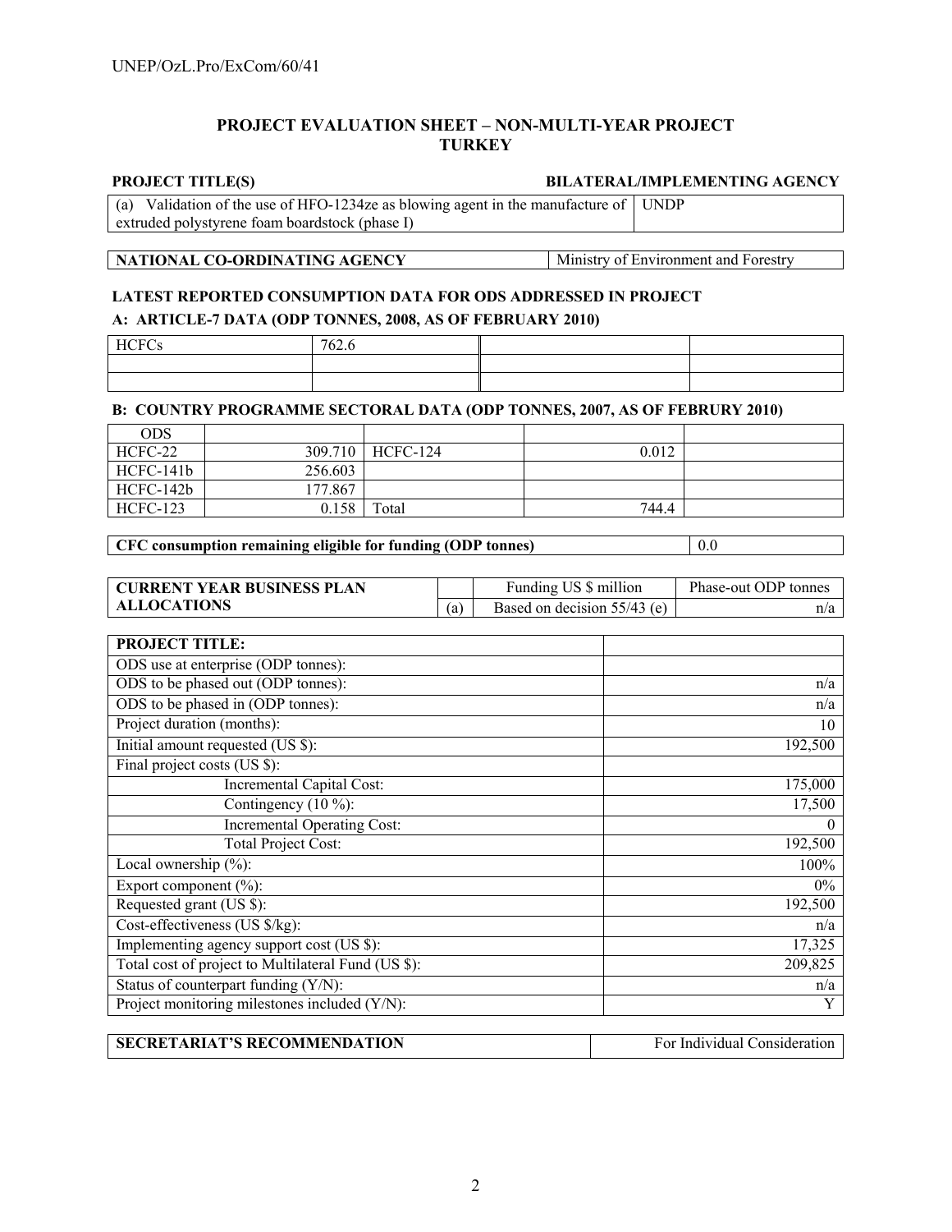## PROJECT EVALUATION SHEET – NON-MULTI-YEAR PROJECT
## TURKEY

| PROJECT TITLE(S) | BILATERAL/IMPLEMENTING AGENCY |
|---|---|
| (a) Validation of the use of HFO-1234ze as blowing agent in the manufacture of extruded polystyrene foam boardstock (phase I) | UNDP |

| NATIONAL CO-ORDINATING AGENCY | Ministry of Environment and Forestry |
|---|---|

**LATEST REPORTED CONSUMPTION DATA FOR ODS ADDRESSED IN PROJECT**

**A: ARTICLE-7 DATA (ODP TONNES, 2008, AS OF FEBRUARY 2010)**

| HCFCs | 762.6 | | |
|---|---|---|---|
| | | | |
| | | | |

**B: COUNTRY PROGRAMME SECTORAL DATA (ODP TONNES, 2007, AS OF FEBRURY 2010)**

| ODS | | | | |
|---|---|---|---|---|
| HCFC-22 | 309.710 | HCFC-124 | 0.012 | |
| HCFC-141b | 256.603 | | | |
| HCFC-142b | 177.867 | | | |
| HCFC-123 | 0.158 | Total | 744.4 | |

| CFC consumption remaining eligible for funding (ODP tonnes) | 0.0 |
|---|---|

| CURRENT YEAR BUSINESS PLAN ALLOCATIONS | | Funding US $ million | Phase-out ODP tonnes |
|---|---|---|---|
| | (a) | Based on decision 55/43 (e) | n/a |

| PROJECT TITLE: | |
|---|---|
| ODS use at enterprise (ODP tonnes): | |
| ODS to be phased out (ODP tonnes): | n/a |
| ODS to be phased in (ODP tonnes): | n/a |
| Project duration (months): | 10 |
| Initial amount requested (US $): | 192,500 |
| Final project costs (US $): | |
| Incremental Capital Cost: | 175,000 |
| Contingency (10 %): | 17,500 |
| Incremental Operating Cost: | 0 |
| Total Project Cost: | 192,500 |
| Local ownership (%): | 100% |
| Export component (%): | 0% |
| Requested grant (US $): | 192,500 |
| Cost-effectiveness (US $/kg): | n/a |
| Implementing agency support cost (US $): | 17,325 |
| Total cost of project to Multilateral Fund (US $): | 209,825 |
| Status of counterpart funding (Y/N): | n/a |
| Project monitoring milestones included (Y/N): | Y |

| SECRETARIAT'S RECOMMENDATION | For Individual Consideration |
|---|---|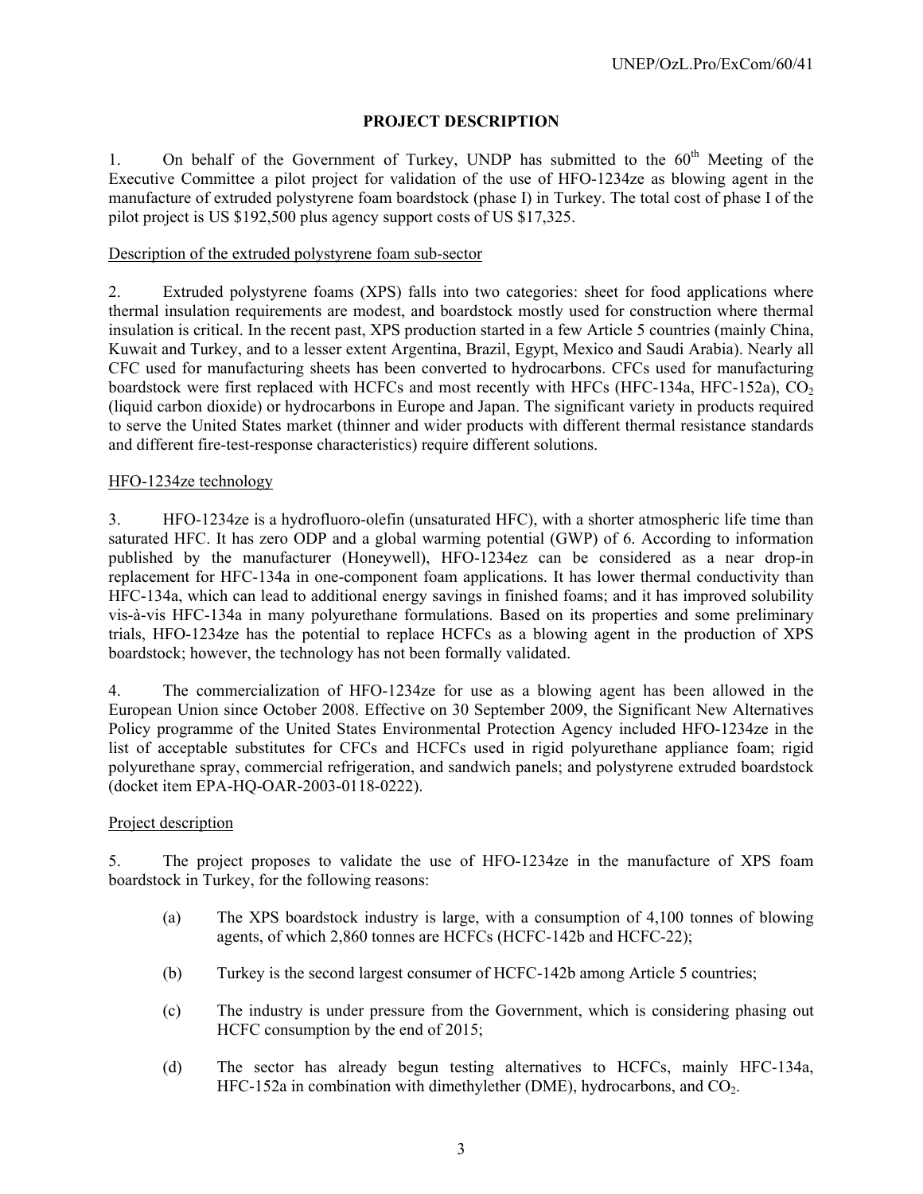## PROJECT DESCRIPTION

1. On behalf of the Government of Turkey, UNDP has submitted to the 60th Meeting of the Executive Committee a pilot project for validation of the use of HFO-1234ze as blowing agent in the manufacture of extruded polystyrene foam boardstock (phase I) in Turkey. The total cost of phase I of the pilot project is US $192,500 plus agency support costs of US $17,325.

### Description of the extruded polystyrene foam sub-sector

2. Extruded polystyrene foams (XPS) falls into two categories: sheet for food applications where thermal insulation requirements are modest, and boardstock mostly used for construction where thermal insulation is critical. In the recent past, XPS production started in a few Article 5 countries (mainly China, Kuwait and Turkey, and to a lesser extent Argentina, Brazil, Egypt, Mexico and Saudi Arabia). Nearly all CFC used for manufacturing sheets has been converted to hydrocarbons. CFCs used for manufacturing boardstock were first replaced with HCFCs and most recently with HFCs (HFC-134a, HFC-152a), $CO_2$ (liquid carbon dioxide) or hydrocarbons in Europe and Japan. The significant variety in products required to serve the United States market (thinner and wider products with different thermal resistance standards and different fire-test-response characteristics) require different solutions.

### HFO-1234ze technology

3. HFO-1234ze is a hydrofluoro-olefin (unsaturated HFC), with a shorter atmospheric life time than saturated HFC. It has zero ODP and a global warming potential (GWP) of 6. According to information published by the manufacturer (Honeywell), HFO-1234ez can be considered as a near drop-in replacement for HFC-134a in one-component foam applications. It has lower thermal conductivity than HFC-134a, which can lead to additional energy savings in finished foams; and it has improved solubility vis-à-vis HFC-134a in many polyurethane formulations. Based on its properties and some preliminary trials, HFO-1234ze has the potential to replace HCFCs as a blowing agent in the production of XPS boardstock; however, the technology has not been formally validated.

4. The commercialization of HFO-1234ze for use as a blowing agent has been allowed in the European Union since October 2008. Effective on 30 September 2009, the Significant New Alternatives Policy programme of the United States Environmental Protection Agency included HFO-1234ze in the list of acceptable substitutes for CFCs and HCFCs used in rigid polyurethane appliance foam; rigid polyurethane spray, commercial refrigeration, and sandwich panels; and polystyrene extruded boardstock (docket item EPA-HQ-OAR-2003-0118-0222).

### Project description

5. The project proposes to validate the use of HFO-1234ze in the manufacture of XPS foam boardstock in Turkey, for the following reasons:

(a) The XPS boardstock industry is large, with a consumption of 4,100 tonnes of blowing agents, of which 2,860 tonnes are HCFCs (HCFC-142b and HCFC-22);

(b) Turkey is the second largest consumer of HCFC-142b among Article 5 countries;

(c) The industry is under pressure from the Government, which is considering phasing out HCFC consumption by the end of 2015;

(d) The sector has already begun testing alternatives to HCFCs, mainly HFC-134a, HFC-152a in combination with dimethylether (DME), hydrocarbons, and $CO_2$.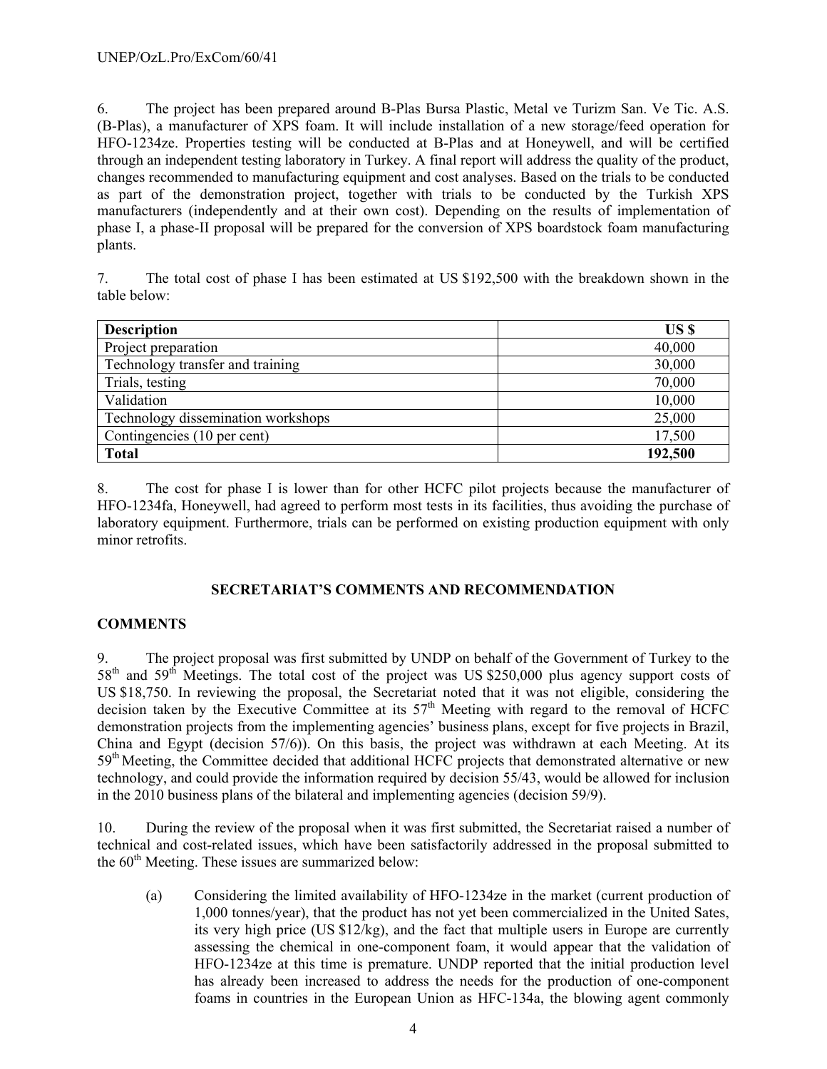6. The project has been prepared around B-Plas Bursa Plastic, Metal ve Turizm San. Ve Tic. A.S. (B-Plas), a manufacturer of XPS foam. It will include installation of a new storage/feed operation for HFO-1234ze. Properties testing will be conducted at B-Plas and at Honeywell, and will be certified through an independent testing laboratory in Turkey. A final report will address the quality of the product, changes recommended to manufacturing equipment and cost analyses. Based on the trials to be conducted as part of the demonstration project, together with trials to be conducted by the Turkish XPS manufacturers (independently and at their own cost). Depending on the results of implementation of phase I, a phase-II proposal will be prepared for the conversion of XPS boardstock foam manufacturing plants.

7. The total cost of phase I has been estimated at US $192,500 with the breakdown shown in the table below:

| **Description** | **US $** |
|---|---:|
| Project preparation | 40,000 |
| Technology transfer and training | 30,000 |
| Trials, testing | 70,000 |
| Validation | 10,000 |
| Technology dissemination workshops | 25,000 |
| Contingencies (10 per cent) | 17,500 |
| **Total** | **192,500** |

8. The cost for phase I is lower than for other HCFC pilot projects because the manufacturer of HFO-1234fa, Honeywell, had agreed to perform most tests in its facilities, thus avoiding the purchase of laboratory equipment. Furthermore, trials can be performed on existing production equipment with only minor retrofits.

## SECRETARIAT'S COMMENTS AND RECOMMENDATION

### COMMENTS

9. The project proposal was first submitted by UNDP on behalf of the Government of Turkey to the 58th and 59th Meetings. The total cost of the project was US $250,000 plus agency support costs of US $18,750. In reviewing the proposal, the Secretariat noted that it was not eligible, considering the decision taken by the Executive Committee at its 57th Meeting with regard to the removal of HCFC demonstration projects from the implementing agencies' business plans, except for five projects in Brazil, China and Egypt (decision 57/6)). On this basis, the project was withdrawn at each Meeting. At its 59th Meeting, the Committee decided that additional HCFC projects that demonstrated alternative or new technology, and could provide the information required by decision 55/43, would be allowed for inclusion in the 2010 business plans of the bilateral and implementing agencies (decision 59/9).

10. During the review of the proposal when it was first submitted, the Secretariat raised a number of technical and cost-related issues, which have been satisfactorily addressed in the proposal submitted to the 60th Meeting. These issues are summarized below:

(a) Considering the limited availability of HFO-1234ze in the market (current production of 1,000 tonnes/year), that the product has not yet been commercialized in the United Sates, its very high price (US $12/kg), and the fact that multiple users in Europe are currently assessing the chemical in one-component foam, it would appear that the validation of HFO-1234ze at this time is premature. UNDP reported that the initial production level has already been increased to address the needs for the production of one-component foams in countries in the European Union as HFC-134a, the blowing agent commonly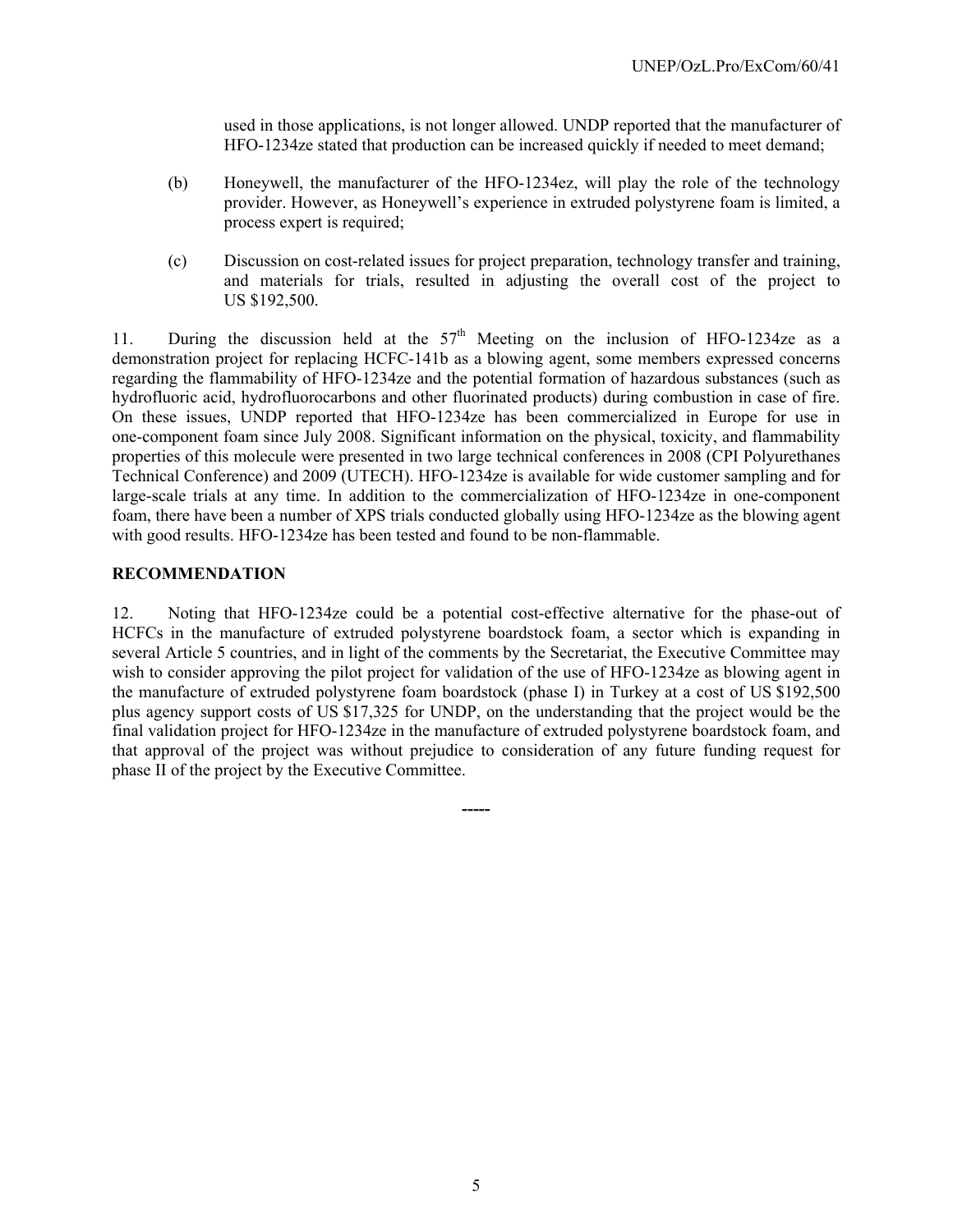used in those applications, is not longer allowed. UNDP reported that the manufacturer of HFO-1234ze stated that production can be increased quickly if needed to meet demand;

(b) Honeywell, the manufacturer of the HFO-1234ez, will play the role of the technology provider. However, as Honeywell's experience in extruded polystyrene foam is limited, a process expert is required;

(c) Discussion on cost-related issues for project preparation, technology transfer and training, and materials for trials, resulted in adjusting the overall cost of the project to US $192,500.

11. During the discussion held at the 57th Meeting on the inclusion of HFO-1234ze as a demonstration project for replacing HCFC-141b as a blowing agent, some members expressed concerns regarding the flammability of HFO-1234ze and the potential formation of hazardous substances (such as hydrofluoric acid, hydrofluorocarbons and other fluorinated products) during combustion in case of fire. On these issues, UNDP reported that HFO-1234ze has been commercialized in Europe for use in one-component foam since July 2008. Significant information on the physical, toxicity, and flammability properties of this molecule were presented in two large technical conferences in 2008 (CPI Polyurethanes Technical Conference) and 2009 (UTECH). HFO-1234ze is available for wide customer sampling and for large-scale trials at any time. In addition to the commercialization of HFO-1234ze in one-component foam, there have been a number of XPS trials conducted globally using HFO-1234ze as the blowing agent with good results. HFO-1234ze has been tested and found to be non-flammable.

**RECOMMENDATION**

12. Noting that HFO-1234ze could be a potential cost-effective alternative for the phase-out of HCFCs in the manufacture of extruded polystyrene boardstock foam, a sector which is expanding in several Article 5 countries, and in light of the comments by the Secretariat, the Executive Committee may wish to consider approving the pilot project for validation of the use of HFO-1234ze as blowing agent in the manufacture of extruded polystyrene foam boardstock (phase I) in Turkey at a cost of US $192,500 plus agency support costs of US $17,325 for UNDP, on the understanding that the project would be the final validation project for HFO-1234ze in the manufacture of extruded polystyrene boardstock foam, and that approval of the project was without prejudice to consideration of any future funding request for phase II of the project by the Executive Committee.

-----